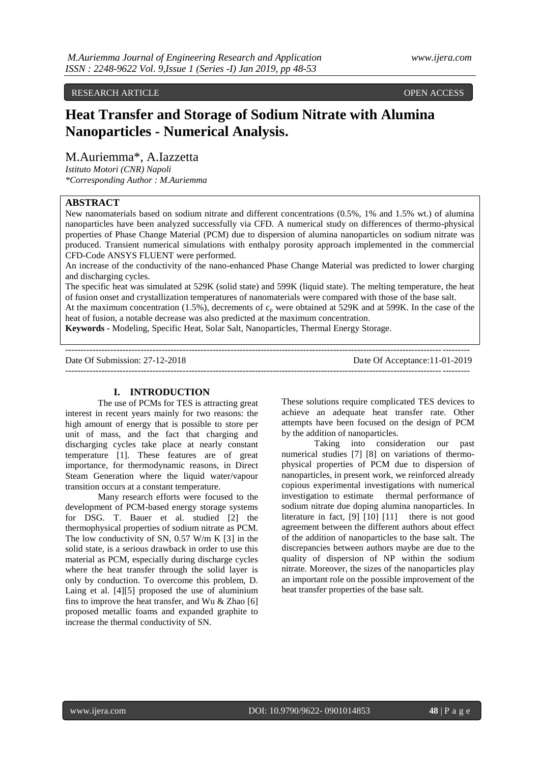RESEARCH ARTICLE OPEN ACCESS

# Heat Transfer and Storage of Sodium Nitrate with Alumina Nanoparticles - Numerical Analysis.

M.Auriemma*, A.Iazzetta

*Istituto Motori (CNR) Napoli*
*\*Corresponding Author : M.Auriemma*

## ABSTRACT

New nanomaterials based on sodium nitrate and different concentrations (0.5%, 1% and 1.5% wt.) of alumina nanoparticles have been analyzed successfully via CFD. A numerical study on differences of thermo-physical properties of Phase Change Material (PCM) due to dispersion of alumina nanoparticles on sodium nitrate was produced. Transient numerical simulations with enthalpy porosity approach implemented in the commercial CFD-Code ANSYS FLUENT were performed.

An increase of the conductivity of the nano-enhanced Phase Change Material was predicted to lower charging and discharging cycles.

The specific heat was simulated at 529K (solid state) and 599K (liquid state). The melting temperature, the heat of fusion onset and crystallization temperatures of nanomaterials were compared with those of the base salt.

At the maximum concentration (1.5%), decrements of $c_p$ were obtained at 529K and at 599K. In the case of the heat of fusion, a notable decrease was also predicted at the maximum concentration.

**Keywords -** Modeling, Specific Heat, Solar Salt, Nanoparticles, Thermal Energy Storage.

Date Of Submission: 27-12-2018 Date Of Acceptance:11-01-2019

## I. INTRODUCTION

The use of PCMs for TES is attracting great interest in recent years mainly for two reasons: the high amount of energy that is possible to store per unit of mass, and the fact that charging and discharging cycles take place at nearly constant temperature [1]. These features are of great importance, for thermodynamic reasons, in Direct Steam Generation where the liquid water/vapour transition occurs at a constant temperature.

Many research efforts were focused to the development of PCM-based energy storage systems for DSG. T. Bauer et al. studied [2] the thermophysical properties of sodium nitrate as PCM. The low conductivity of SN, 0.57 W/m K [3] in the solid state, is a serious drawback in order to use this material as PCM, especially during discharge cycles where the heat transfer through the solid layer is only by conduction. To overcome this problem, D. Laing et al. [4][5] proposed the use of aluminium fins to improve the heat transfer, and Wu & Zhao [6] proposed metallic foams and expanded graphite to increase the thermal conductivity of SN.

These solutions require complicated TES devices to achieve an adequate heat transfer rate. Other attempts have been focused on the design of PCM by the addition of nanoparticles.

Taking into consideration our past numerical studies [7] [8] on variations of thermo-physical properties of PCM due to dispersion of nanoparticles, in present work, we reinforced already copious experimental investigations with numerical investigation to estimate thermal performance of sodium nitrate due doping alumina nanoparticles. In literature in fact, [9] [10] [11] there is not good agreement between the different authors about effect of the addition of nanoparticles to the base salt. The discrepancies between authors maybe are due to the quality of dispersion of NP within the sodium nitrate. Moreover, the sizes of the nanoparticles play an important role on the possible improvement of the heat transfer properties of the base salt.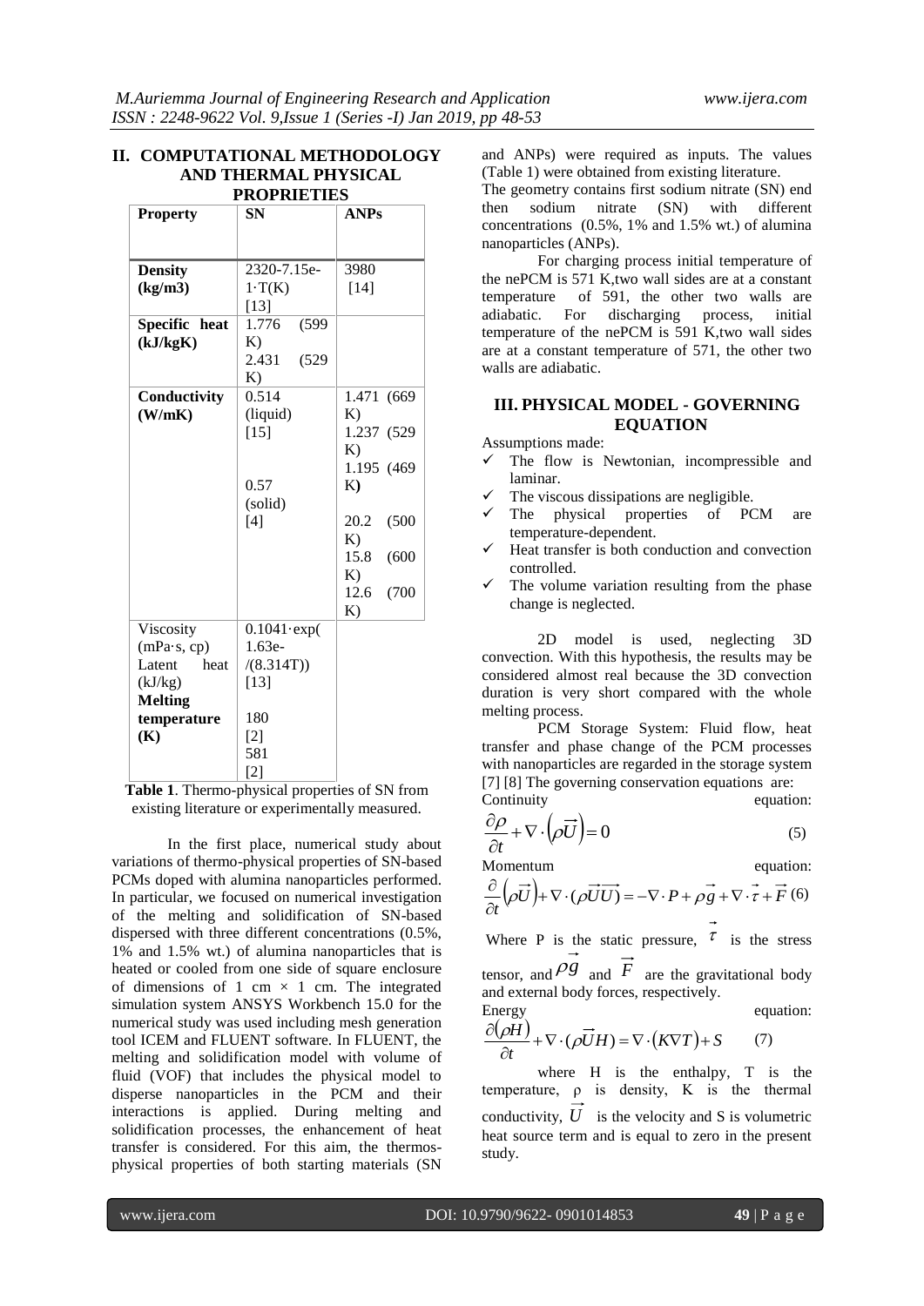## II. COMPUTATIONAL METHODOLOGY AND THERMAL PHYSICAL PROPRIETIES

| Property | SN | ANPs |
|---|---|---|
| **Density (kg/m3)** | 2320-7.15e-1·T(K) [13] | 3980 [14] |
| **Specific heat (kJ/kgK)** | 1.776 (599 K)<br>2.431 (529 K) | |
| **Conductivity (W/mK)** | 0.514 (liquid) [15]<br>0.57 (solid) [4] | 1.471 (669 K)<br>1.237 (529 K)<br>1.195 (469 K)<br>20.2 (500 K)<br>15.8 (600 K)<br>12.6 (700 K) |
| Viscosity (mPa·s, cp) | 0.1041·exp(1.63e-/(8.314T)) [13] | |
| Latent heat (kJ/kg) | 180 [2] | |
| **Melting temperature (K)** | 581 [2] | |

**Table 1**. Thermo-physical properties of SN from existing literature or experimentally measured.

In the first place, numerical study about variations of thermo-physical properties of SN-based PCMs doped with alumina nanoparticles performed. In particular, we focused on numerical investigation of the melting and solidification of SN-based dispersed with three different concentrations (0.5%, 1% and 1.5% wt.) of alumina nanoparticles that is heated or cooled from one side of square enclosure of dimensions of 1 cm × 1 cm. The integrated simulation system ANSYS Workbench 15.0 for the numerical study was used including mesh generation tool ICEM and FLUENT software. In FLUENT, the melting and solidification model with volume of fluid (VOF) that includes the physical model to disperse nanoparticles in the PCM and their interactions is applied. During melting and solidification processes, the enhancement of heat transfer is considered. For this aim, the thermos-physical properties of both starting materials (SN and ANPs) were required as inputs. The values (Table 1) were obtained from existing literature.

The geometry contains first sodium nitrate (SN) end then sodium nitrate (SN) with different concentrations (0.5%, 1% and 1.5% wt.) of alumina nanoparticles (ANPs).

For charging process initial temperature of the nePCM is 571 K,two wall sides are at a constant temperature of 591, the other two walls are adiabatic. For discharging process, initial temperature of the nePCM is 591 K,two wall sides are at a constant temperature of 571, the other two walls are adiabatic.

## III. PHYSICAL MODEL - GOVERNING EQUATION

Assumptions made:

- ✓ The flow is Newtonian, incompressible and laminar.
- ✓ The viscous dissipations are negligible.
- ✓ The physical properties of PCM are temperature-dependent.
- ✓ Heat transfer is both conduction and convection controlled.
- ✓ The volume variation resulting from the phase change is neglected.

2D model is used, neglecting 3D convection. With this hypothesis, the results may be considered almost real because the 3D convection duration is very short compared with the whole melting process.

PCM Storage System: Fluid flow, heat transfer and phase change of the PCM processes with nanoparticles are regarded in the storage system [7] [8] The governing conservation equations are:

Continuity equation:

$$\frac{\partial \rho}{\partial t}+\nabla \cdot\left(\rho \vec{U}\right)=0 \qquad (5)$$

Momentum equation:

$$\frac{\partial}{\partial t}\left(\rho \vec{U}\right)+\nabla \cdot(\rho \vec{U}\vec{U})=-\nabla \cdot P+\rho \vec{g}+\nabla \cdot \vec{\tau}+\vec{F} \qquad (6)$$

Where P is the static pressure, $\vec{\tau}$ is the stress tensor, and $\rho\vec{g}$ and $\vec{F}$ are the gravitational body and external body forces, respectively.

Energy equation:

$$\frac{\partial(\rho H)}{\partial t}+\nabla \cdot(\rho \vec{U} H)=\nabla \cdot\left(K \nabla T\right)+S \qquad (7)$$

where H is the enthalpy, T is the temperature, ρ is density, K is the thermal conductivity, $\vec{U}$ is the velocity and S is volumetric heat source term and is equal to zero in the present study.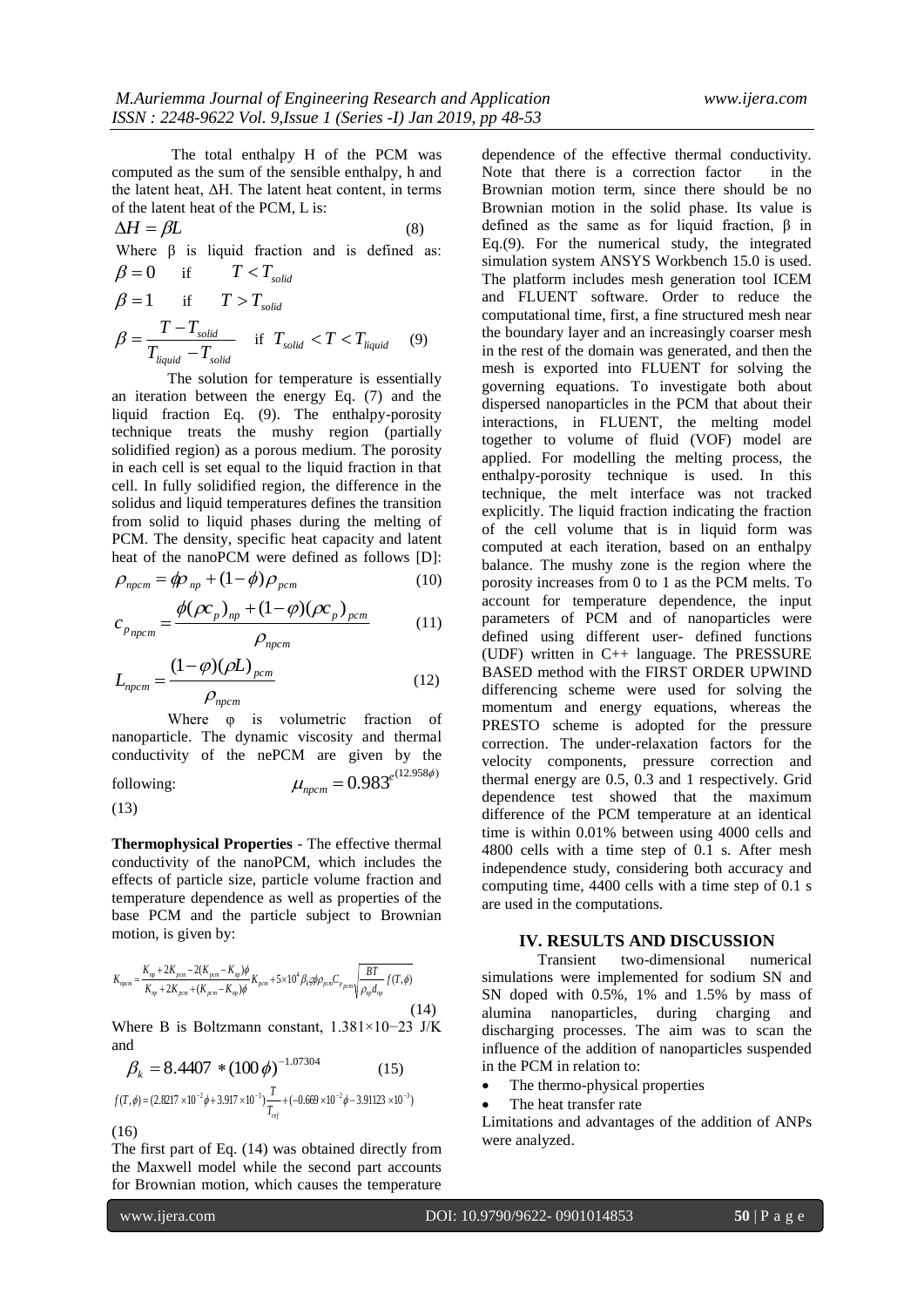The total enthalpy H of the PCM was computed as the sum of the sensible enthalpy, h and the latent heat, ΔH. The latent heat content, in terms of the latent heat of the PCM, L is:

$$\Delta H = \beta L \qquad (8)$$

Where β is liquid fraction and is defined as:

$$\beta = 0 \quad \text{if} \quad T < T_{solid}$$

$$\beta = 1 \quad \text{if} \quad T > T_{solid}$$

$$\beta = \frac{T - T_{solid}}{T_{liquid} - T_{solid}} \quad \text{if} \quad T_{solid} < T < T_{liquid} \qquad (9)$$

The solution for temperature is essentially an iteration between the energy Eq. (7) and the liquid fraction Eq. (9). The enthalpy-porosity technique treats the mushy region (partially solidified region) as a porous medium. The porosity in each cell is set equal to the liquid fraction in that cell. In fully solidified region, the difference in the solidus and liquid temperatures defines the transition from solid to liquid phases during the melting of PCM. The density, specific heat capacity and latent heat of the nanoPCM were defined as follows [D]:

$$\rho_{npcm} = \phi\rho_{np} + (1-\phi)\rho_{pcm} \qquad (10)$$

$$c_{p_{npcm}} = \frac{\phi(\rho c_p)_{np} + (1-\varphi)(\rho c_p)_{pcm}}{\rho_{npcm}} \qquad (11)$$

$$L_{npcm} = \frac{(1-\varphi)(\rho L)_{pcm}}{\rho_{npcm}} \qquad (12)$$

Where φ is volumetric fraction of nanoparticle. The dynamic viscosity and thermal conductivity of the nePCM are given by the following:

$$\mu_{npcm} = 0.983^{e^{(12.958\phi)}} \qquad (13)$$

**Thermophysical Properties** - The effective thermal conductivity of the nanoPCM, which includes the effects of particle size, particle volume fraction and temperature dependence as well as properties of the base PCM and the particle subject to Brownian motion, is given by:

$$K_{npcm} = \frac{K_{np} + 2K_{pcm} - 2(K_{pcm} - K_{np})\phi}{K_{np} + 2K_{pcm} + (K_{pcm} - K_{np})\phi} K_{pcm} + 5\times10^{4}\beta_{k}\zeta\phi\rho_{pcm}C_{p_{pcm}}\sqrt{\frac{BT}{\rho_{np}d_{np}}}\, f(T,\phi) \qquad (14)$$

Where B is Boltzmann constant, 1.381×10−23 J/K and

$$\beta_{k} = 8.4407 * (100\phi)^{-1.07304} \qquad (15)$$

$$f(T,\phi) = (2.8217\times10^{-2}\phi + 3.917\times10^{-3})\frac{T}{T_{ref}} + (-0.669\times10^{-2}\phi - 3.91123\times10^{-3}) \qquad (16)$$

The first part of Eq. (14) was obtained directly from the Maxwell model while the second part accounts for Brownian motion, which causes the temperature dependence of the effective thermal conductivity. Note that there is a correction factor in the Brownian motion term, since there should be no Brownian motion in the solid phase. Its value is defined as the same as for liquid fraction, β in Eq.(9). For the numerical study, the integrated simulation system ANSYS Workbench 15.0 is used. The platform includes mesh generation tool ICEM and FLUENT software. Order to reduce the computational time, first, a fine structured mesh near the boundary layer and an increasingly coarser mesh in the rest of the domain was generated, and then the mesh is exported into FLUENT for solving the governing equations. To investigate both about dispersed nanoparticles in the PCM that about their interactions, in FLUENT, the melting model together to volume of fluid (VOF) model are applied. For modelling the melting process, the enthalpy-porosity technique is used. In this technique, the melt interface was not tracked explicitly. The liquid fraction indicating the fraction of the cell volume that is in liquid form was computed at each iteration, based on an enthalpy balance. The mushy zone is the region where the porosity increases from 0 to 1 as the PCM melts. To account for temperature dependence, the input parameters of PCM and of nanoparticles were defined using different user- defined functions (UDF) written in C++ language. The PRESSURE BASED method with the FIRST ORDER UPWIND differencing scheme were used for solving the momentum and energy equations, whereas the PRESTO scheme is adopted for the pressure correction. The under-relaxation factors for the velocity components, pressure correction and thermal energy are 0.5, 0.3 and 1 respectively. Grid dependence test showed that the maximum difference of the PCM temperature at an identical time is within 0.01% between using 4000 cells and 4800 cells with a time step of 0.1 s. After mesh independence study, considering both accuracy and computing time, 4400 cells with a time step of 0.1 s are used in the computations.

## IV. RESULTS AND DISCUSSION

Transient two-dimensional numerical simulations were implemented for sodium SN and SN doped with 0.5%, 1% and 1.5% by mass of alumina nanoparticles, during charging and discharging processes. The aim was to scan the influence of the addition of nanoparticles suspended in the PCM in relation to:

- The thermo-physical properties
- The heat transfer rate

Limitations and advantages of the addition of ANPs were analyzed.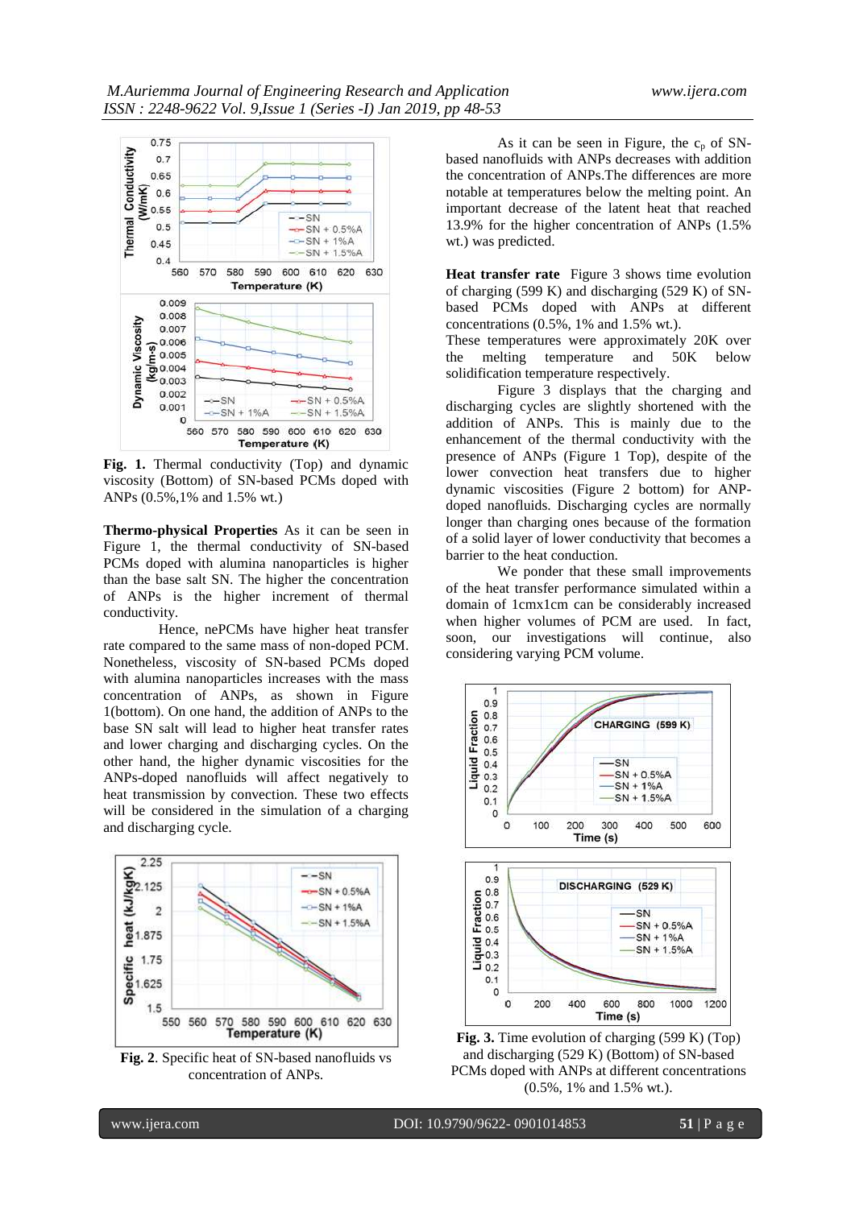**Fig. 1.** Thermal conductivity (Top) and dynamic viscosity (Bottom) of SN-based PCMs doped with ANPs (0.5%,1% and 1.5% wt.)

**Thermo-physical Properties** As it can be seen in Figure 1, the thermal conductivity of SN-based PCMs doped with alumina nanoparticles is higher than the base salt SN. The higher the concentration of ANPs is the higher increment of thermal conductivity.

Hence, nePCMs have higher heat transfer rate compared to the same mass of non-doped PCM. Nonetheless, viscosity of SN-based PCMs doped with alumina nanoparticles increases with the mass concentration of ANPs, as shown in Figure 1(bottom). On one hand, the addition of ANPs to the base SN salt will lead to higher heat transfer rates and lower charging and discharging cycles. On the other hand, the higher dynamic viscosities for the ANPs-doped nanofluids will affect negatively to heat transmission by convection. These two effects will be considered in the simulation of a charging and discharging cycle.

**Fig. 2**. Specific heat of SN-based nanofluids vs concentration of ANPs.

As it can be seen in Figure, the $c_p$ of SN-based nanofluids with ANPs decreases with addition the concentration of ANPs.The differences are more notable at temperatures below the melting point. An important decrease of the latent heat that reached 13.9% for the higher concentration of ANPs (1.5% wt.) was predicted.

**Heat transfer rate** Figure 3 shows time evolution of charging (599 K) and discharging (529 K) of SN-based PCMs doped with ANPs at different concentrations (0.5%, 1% and 1.5% wt.).
These temperatures were approximately 20K over the melting temperature and 50K below solidification temperature respectively.

Figure 3 displays that the charging and discharging cycles are slightly shortened with the addition of ANPs. This is mainly due to the enhancement of the thermal conductivity with the presence of ANPs (Figure 1 Top), despite of the lower convection heat transfers due to higher dynamic viscosities (Figure 2 bottom) for ANP-doped nanofluids. Discharging cycles are normally longer than charging ones because of the formation of a solid layer of lower conductivity that becomes a barrier to the heat conduction.

We ponder that these small improvements of the heat transfer performance simulated within a domain of 1cmx1cm can be considerably increased when higher volumes of PCM are used. In fact, soon, our investigations will continue, also considering varying PCM volume.

**Fig. 3.** Time evolution of charging (599 K) (Top) and discharging (529 K) (Bottom) of SN-based PCMs doped with ANPs at different concentrations (0.5%, 1% and 1.5% wt.).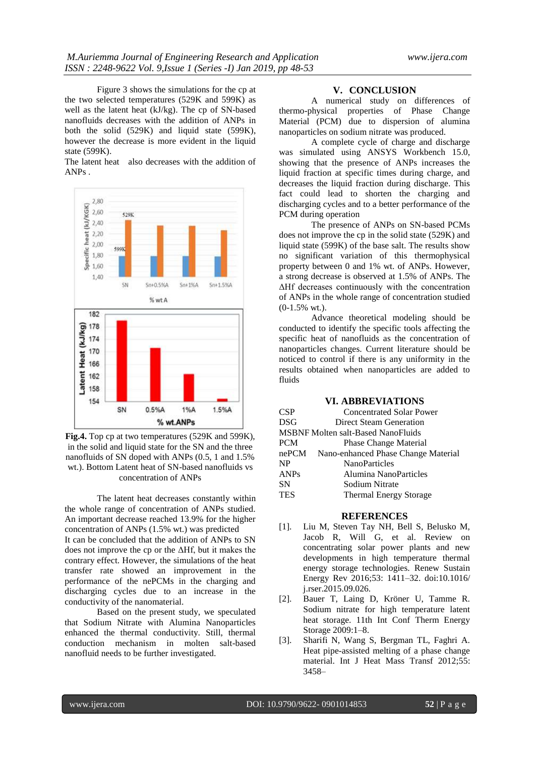Figure 3 shows the simulations for the cp at the two selected temperatures (529K and 599K) as well as the latent heat (kJ/kg). The cp of SN-based nanofluids decreases with the addition of ANPs in both the solid (529K) and liquid state (599K), however the decrease is more evident in the liquid state (599K).

The latent heat also decreases with the addition of ANPs .

**Fig.4.** Top cp at two temperatures (529K and 599K), in the solid and liquid state for the SN and the three nanofluids of SN doped with ANPs (0.5, 1 and 1.5% wt.). Bottom Latent heat of SN-based nanofluids vs concentration of ANPs

The latent heat decreases constantly within the whole range of concentration of ANPs studied. An important decrease reached 13.9% for the higher concentration of ANPs (1.5% wt.) was predicted

It can be concluded that the addition of ANPs to SN does not improve the cp or the ΔHf, but it makes the contrary effect. However, the simulations of the heat transfer rate showed an improvement in the performance of the nePCMs in the charging and discharging cycles due to an increase in the conductivity of the nanomaterial.

Based on the present study, we speculated that Sodium Nitrate with Alumina Nanoparticles enhanced the thermal conductivity. Still, thermal conduction mechanism in molten salt-based nanofluid needs to be further investigated.

## V. CONCLUSION

A numerical study on differences of thermo-physical properties of Phase Change Material (PCM) due to dispersion of alumina nanoparticles on sodium nitrate was produced.

A complete cycle of charge and discharge was simulated using ANSYS Workbench 15.0, showing that the presence of ANPs increases the liquid fraction at specific times during charge, and decreases the liquid fraction during discharge. This fact could lead to shorten the charging and discharging cycles and to a better performance of the PCM during operation

The presence of ANPs on SN-based PCMs does not improve the cp in the solid state (529K) and liquid state (599K) of the base salt. The results show no significant variation of this thermophysical property between 0 and 1% wt. of ANPs. However, a strong decrease is observed at 1.5% of ANPs. The ΔHf decreases continuously with the concentration of ANPs in the whole range of concentration studied (0-1.5% wt.).

Advance theoretical modeling should be conducted to identify the specific tools affecting the specific heat of nanofluids as the concentration of nanoparticles changes. Current literature should be noticed to control if there is any uniformity in the results obtained when nanoparticles are added to fluids

## VI. ABBREVIATIONS

| | |
|---|---|
| CSP | Concentrated Solar Power |
| DSG | Direct Steam Generation |
| MSBNF | Molten salt-Based NanoFluids |
| PCM | Phase Change Material |
| nePCM | Nano-enhanced Phase Change Material |
| NP | NanoParticles |
| ANPs | Alumina NanoParticles |
| SN | Sodium Nitrate |
| TES | Thermal Energy Storage |

## REFERENCES

[1]. Liu M, Steven Tay NH, Bell S, Belusko M, Jacob R, Will G, et al. Review on concentrating solar power plants and new developments in high temperature thermal energy storage technologies. Renew Sustain Energy Rev 2016;53: 1411–32. doi:10.1016/j.rser.2015.09.026.

[2]. Bauer T, Laing D, Kröner U, Tamme R. Sodium nitrate for high temperature latent heat storage. 11th Int Conf Therm Energy Storage 2009:1–8.

[3]. Sharifi N, Wang S, Bergman TL, Faghri A. Heat pipe-assisted melting of a phase change material. Int J Heat Mass Transf 2012;55: 3458–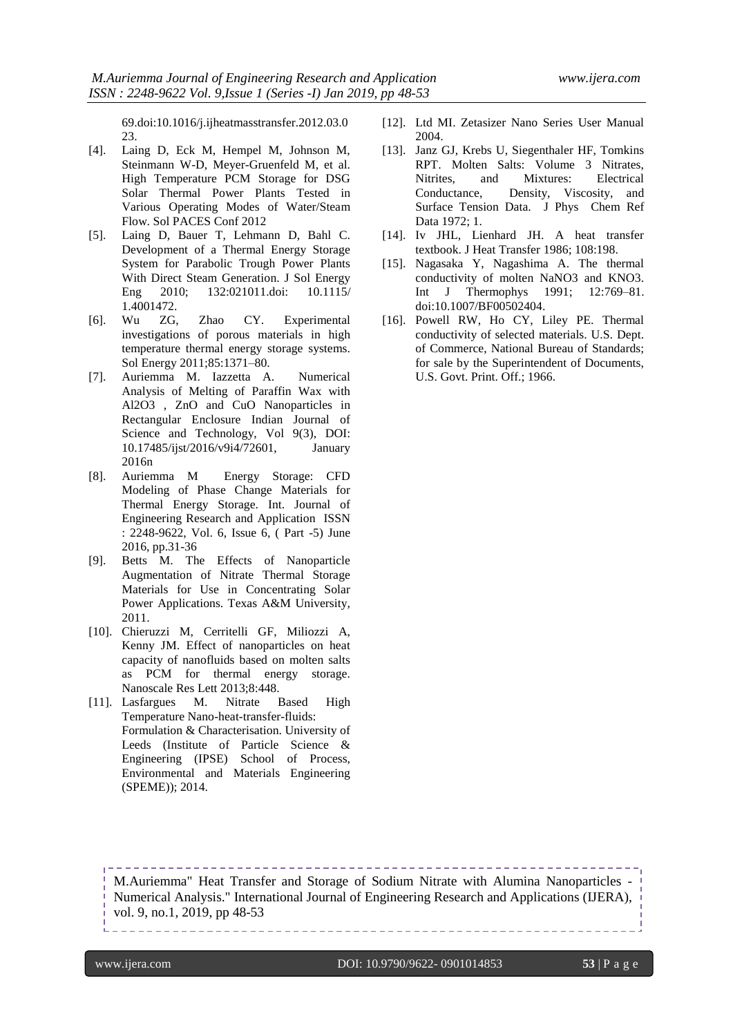69.doi:10.1016/j.ijheatmasstransfer.2012.03.023.

[4]. Laing D, Eck M, Hempel M, Johnson M, Steinmann W-D, Meyer-Gruenfeld M, et al. High Temperature PCM Storage for DSG Solar Thermal Power Plants Tested in Various Operating Modes of Water/Steam Flow. Sol PACES Conf 2012

[5]. Laing D, Bauer T, Lehmann D, Bahl C. Development of a Thermal Energy Storage System for Parabolic Trough Power Plants With Direct Steam Generation. J Sol Energy Eng 2010; 132:021011.doi: 10.1115/1.4001472.

[6]. Wu ZG, Zhao CY. Experimental investigations of porous materials in high temperature thermal energy storage systems. Sol Energy 2011;85:1371–80.

[7]. Auriemma M. Iazzetta A. Numerical Analysis of Melting of Paraffin Wax with Al2O3 , ZnO and CuO Nanoparticles in Rectangular Enclosure Indian Journal of Science and Technology, Vol 9(3), DOI: 10.17485/ijst/2016/v9i4/72601, January 2016n

[8]. Auriemma M Energy Storage: CFD Modeling of Phase Change Materials for Thermal Energy Storage. Int. Journal of Engineering Research and Application ISSN : 2248-9622, Vol. 6, Issue 6, ( Part -5) June 2016, pp.31-36

[9]. Betts M. The Effects of Nanoparticle Augmentation of Nitrate Thermal Storage Materials for Use in Concentrating Solar Power Applications. Texas A&M University, 2011.

[10]. Chieruzzi M, Cerritelli GF, Miliozzi A, Kenny JM. Effect of nanoparticles on heat capacity of nanofluids based on molten salts as PCM for thermal energy storage. Nanoscale Res Lett 2013;8:448.

[11]. Lasfargues M. Nitrate Based High Temperature Nano-heat-transfer-fluids: Formulation & Characterisation. University of Leeds (Institute of Particle Science & Engineering (IPSE) School of Process, Environmental and Materials Engineering (SPEME)); 2014.

[12]. Ltd MI. Zetasizer Nano Series User Manual 2004.

[13]. Janz GJ, Krebs U, Siegenthaler HF, Tomkins RPT. Molten Salts: Volume 3 Nitrates, Nitrites, and Mixtures: Electrical Conductance, Density, Viscosity, and Surface Tension Data. J Phys Chem Ref Data 1972; 1.

[14]. Iv JHL, Lienhard JH. A heat transfer textbook. J Heat Transfer 1986; 108:198.

[15]. Nagasaka Y, Nagashima A. The thermal conductivity of molten NaNO3 and KNO3. Int J Thermophys 1991; 12:769–81. doi:10.1007/BF00502404.

[16]. Powell RW, Ho CY, Liley PE. Thermal conductivity of selected materials. U.S. Dept. of Commerce, National Bureau of Standards; for sale by the Superintendent of Documents, U.S. Govt. Print. Off.; 1966.

M.Auriemma" Heat Transfer and Storage of Sodium Nitrate with Alumina Nanoparticles - Numerical Analysis." International Journal of Engineering Research and Applications (IJERA), vol. 9, no.1, 2019, pp 48-53